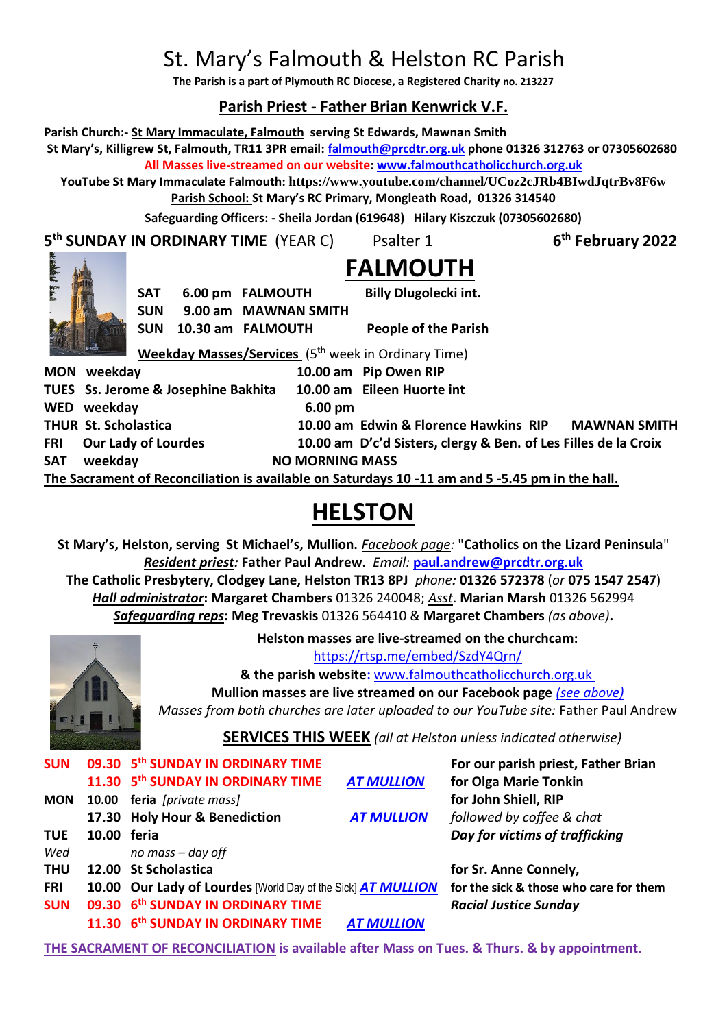# St. Mary's Falmouth & Helston RC Parish

**The Parish is a part of Plymouth RC Diocese, a Registered Charity no. 213227**

## Parish Priest - Father Brian Kenwrick V.F.

**Parish Church:- St Mary Immaculate, Falmouth serving St Edwards, Mawnan Smith**
**St Mary's, Killigrew St, Falmouth, TR11 3PR email: falmouth@prcdtr.org.uk phone 01326 312763 or 07305602680**
**All Masses live-streamed on our website: www.falmouthcatholicchurch.org.uk**
**YouTube St Mary Immaculate Falmouth: https://www.youtube.com/channel/UCoz2cJRb4BIwdJqtrBv8F6w**
**Parish School: St Mary's RC Primary, Mongleath Road, 01326 314540**
**Safeguarding Officers: - Sheila Jordan (619648) Hilary Kiszczuk (07305602680)**

**5th SUNDAY IN ORDINARY TIME** (YEAR C) Psalter 1 **6th February 2022**

# FALMOUTH

| | | | |
|---|---|---|---|
| **SAT** | **6.00 pm** | **FALMOUTH** | **Billy Dlugolecki int.** |
| **SUN** | **9.00 am** | **MAWNAN SMITH** | |
| **SUN** | **10.30 am** | **FALMOUTH** | **People of the Parish** |

**Weekday Masses/Services** (5th week in Ordinary Time)

| | | | | |
|---|---|---|---|---|
| **MON** | **weekday** | **10.00 am** | **Pip Owen RIP** | |
| **TUES** | **Ss. Jerome & Josephine Bakhita** | **10.00 am** | **Eileen Huorte int** | |
| **WED** | **weekday** | **6.00 pm** | | |
| **THUR** | **St. Scholastica** | **10.00 am** | **Edwin & Florence Hawkins RIP** | **MAWNAN SMITH** |
| **FRI** | **Our Lady of Lourdes** | **10.00 am** | **D'c'd Sisters, clergy & Ben. of Les Filles de la Croix** | |
| **SAT** | **weekday** | **NO MORNING MASS** | | |

**The Sacrament of Reconciliation is available on Saturdays 10 -11 am and 5 -5.45 pm in the hall.**

# HELSTON

**St Mary's, Helston, serving St Michael's, Mullion.** *Facebook page:* "**Catholics on the Lizard Peninsula**"
***Resident priest:*** **Father Paul Andrew.** *Email:* **paul.andrew@prcdtr.org.uk**
**The Catholic Presbytery, Clodgey Lane, Helston TR13 8PJ** *phone:* **01326 572378** (*or* **075 1547 2547**)
***Hall administrator*: Margaret Chambers** 01326 240048; *Asst*. **Marian Marsh** 01326 562994
***Safeguarding reps*: Meg Trevaskis** 01326 564410 & **Margaret Chambers** *(as above)*.

**Helston masses are live-streamed on the churchcam:**
https://rtsp.me/embed/SzdY4Qrn/
**& the parish website:** www.falmouthcatholicchurch.org.uk
**Mullion masses are live streamed on our Facebook page** *(see above)*
*Masses from both churches are later uploaded to our YouTube site:* Father Paul Andrew

**SERVICES THIS WEEK** *(all at Helston unless indicated otherwise)*

| | | | | |
|---|---|---|---|---|
| **SUN** | **09.30** | **5th SUNDAY IN ORDINARY TIME** | | **For our parish priest, Father Brian** |
| | **11.30** | **5th SUNDAY IN ORDINARY TIME** | ***AT MULLION*** | **for Olga Marie Tonkin** |
| **MON** | **10.00** | **feria** *[private mass]* | | **for John Shiell, RIP** |
| | **17.30** | **Holy Hour & Benediction** | ***AT MULLION*** | *followed by coffee & chat* |
| **TUE** | **10.00** | **feria** | | ***Day for victims of trafficking*** |
| *Wed* | | *no mass – day off* | | |
| **THU** | **12.00** | **St Scholastica** | | **for Sr. Anne Connely,** |
| **FRI** | **10.00** | **Our Lady of Lourdes** [World Day of the Sick] | ***AT MULLION*** | **for the sick & those who care for them** |
| **SUN** | **09.30** | **6th SUNDAY IN ORDINARY TIME** | | ***Racial Justice Sunday*** |
| | **11.30** | **6th SUNDAY IN ORDINARY TIME** | ***AT MULLION*** | |

**THE SACRAMENT OF RECONCILIATION is available after Mass on Tues. & Thurs. & by appointment.**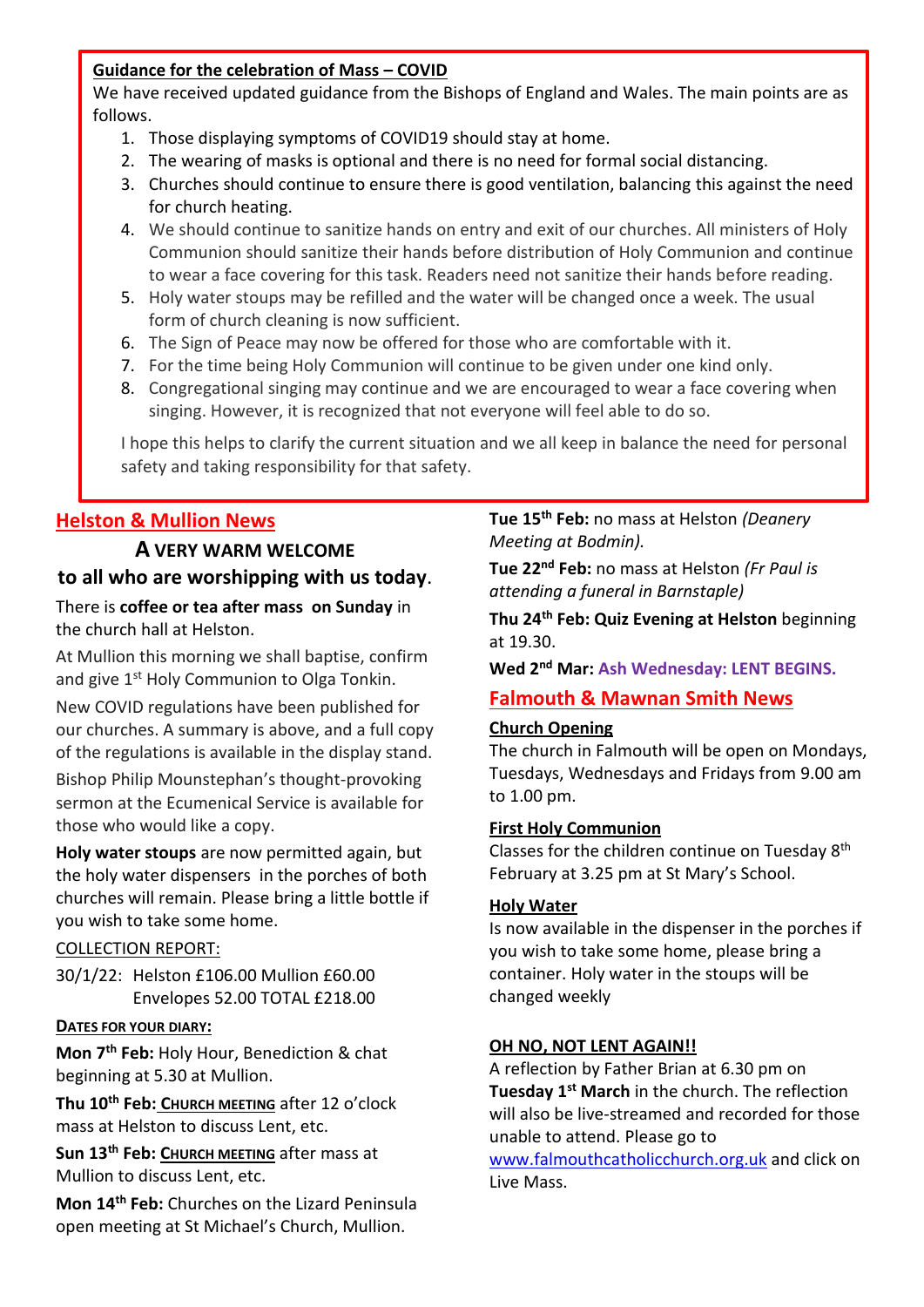**Guidance for the celebration of Mass – COVID**

We have received updated guidance from the Bishops of England and Wales. The main points are as follows.

1. Those displaying symptoms of COVID19 should stay at home.
2. The wearing of masks is optional and there is no need for formal social distancing.
3. Churches should continue to ensure there is good ventilation, balancing this against the need for church heating.
4. We should continue to sanitize hands on entry and exit of our churches. All ministers of Holy Communion should sanitize their hands before distribution of Holy Communion and continue to wear a face covering for this task. Readers need not sanitize their hands before reading.
5. Holy water stoups may be refilled and the water will be changed once a week. The usual form of church cleaning is now sufficient.
6. The Sign of Peace may now be offered for those who are comfortable with it.
7. For the time being Holy Communion will continue to be given under one kind only.
8. Congregational singing may continue and we are encouraged to wear a face covering when singing. However, it is recognized that not everyone will feel able to do so.

I hope this helps to clarify the current situation and we all keep in balance the need for personal safety and taking responsibility for that safety.

## Helston & Mullion News

**A VERY WARM WELCOME to all who are worshipping with us today.**

There is **coffee or tea after mass on Sunday** in the church hall at Helston.

At Mullion this morning we shall baptise, confirm and give 1st Holy Communion to Olga Tonkin.

New COVID regulations have been published for our churches. A summary is above, and a full copy of the regulations is available in the display stand.

Bishop Philip Mounstephan's thought-provoking sermon at the Ecumenical Service is available for those who would like a copy.

**Holy water stoups** are now permitted again, but the holy water dispensers in the porches of both churches will remain. Please bring a little bottle if you wish to take some home.

COLLECTION REPORT:

30/1/22: Helston £106.00 Mullion £60.00
Envelopes 52.00 TOTAL £218.00

**DATES FOR YOUR DIARY:**

**Mon 7th Feb:** Holy Hour, Benediction & chat beginning at 5.30 at Mullion.

**Thu 10th Feb:** **CHURCH MEETING** after 12 o'clock mass at Helston to discuss Lent, etc.

**Sun 13th Feb:** **CHURCH MEETING** after mass at Mullion to discuss Lent, etc.

**Mon 14th Feb:** Churches on the Lizard Peninsula open meeting at St Michael's Church, Mullion.

**Tue 15th Feb:** no mass at Helston *(Deanery Meeting at Bodmin).*

**Tue 22nd Feb:** no mass at Helston *(Fr Paul is attending a funeral in Barnstaple)*

**Thu 24th Feb: Quiz Evening at Helston** beginning at 19.30.

**Wed 2nd Mar: Ash Wednesday: LENT BEGINS.**

## Falmouth & Mawnan Smith News

**Church Opening**

The church in Falmouth will be open on Mondays, Tuesdays, Wednesdays and Fridays from 9.00 am to 1.00 pm.

**First Holy Communion**

Classes for the children continue on Tuesday 8th February at 3.25 pm at St Mary's School.

**Holy Water**

Is now available in the dispenser in the porches if you wish to take some home, please bring a container. Holy water in the stoups will be changed weekly

**OH NO, NOT LENT AGAIN!!**

A reflection by Father Brian at 6.30 pm on **Tuesday 1st March** in the church. The reflection will also be live-streamed and recorded for those unable to attend. Please go to www.falmouthcatholicchurch.org.uk and click on Live Mass.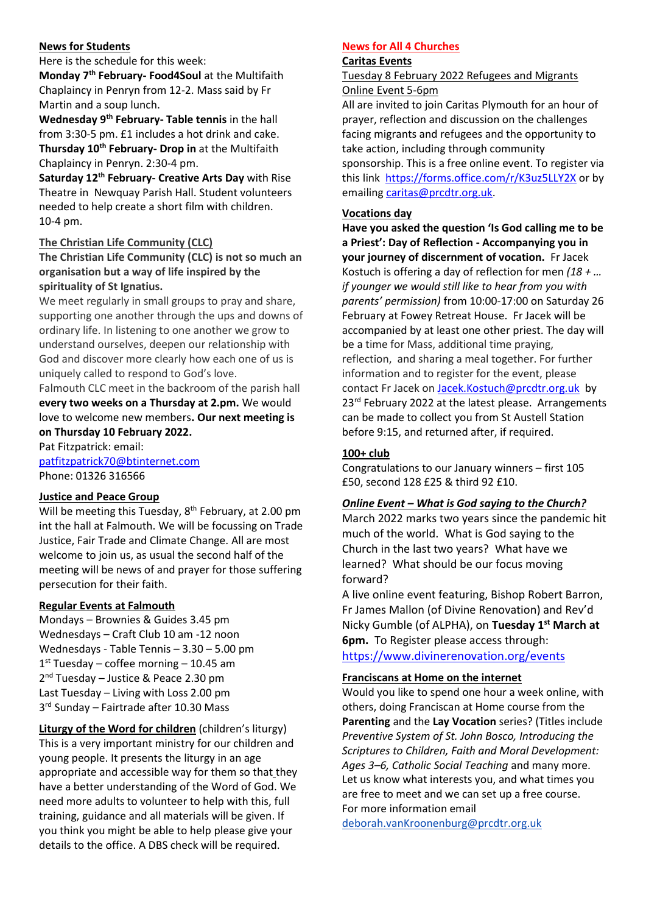## News for Students

Here is the schedule for this week:

**Monday 7th February- Food4Soul** at the Multifaith Chaplaincy in Penryn from 12-2. Mass said by Fr Martin and a soup lunch.

**Wednesday 9th February- Table tennis** in the hall from 3:30-5 pm. £1 includes a hot drink and cake.

**Thursday 10th February- Drop in** at the Multifaith Chaplaincy in Penryn. 2:30-4 pm.

**Saturday 12th February- Creative Arts Day** with Rise Theatre in Newquay Parish Hall. Student volunteers needed to help create a short film with children. 10-4 pm.

## The Christian Life Community (CLC)

**The Christian Life Community (CLC) is not so much an organisation but a way of life inspired by the spirituality of St Ignatius.**

We meet regularly in small groups to pray and share, supporting one another through the ups and downs of ordinary life. In listening to one another we grow to understand ourselves, deepen our relationship with God and discover more clearly how each one of us is uniquely called to respond to God's love.

Falmouth CLC meet in the backroom of the parish hall **every two weeks on a Thursday at 2.pm.** We would love to welcome new members**. Our next meeting is on Thursday 10 February 2022.**

Pat Fitzpatrick: email:
patfitzpatrick70@btinternet.com
Phone: 01326 316566

## Justice and Peace Group

Will be meeting this Tuesday, 8th February, at 2.00 pm int the hall at Falmouth. We will be focussing on Trade Justice, Fair Trade and Climate Change. All are most welcome to join us, as usual the second half of the meeting will be news of and prayer for those suffering persecution for their faith.

## Regular Events at Falmouth

Mondays – Brownies & Guides 3.45 pm
Wednesdays – Craft Club 10 am -12 noon
Wednesdays - Table Tennis – 3.30 – 5.00 pm
1st Tuesday – coffee morning – 10.45 am
2nd Tuesday – Justice & Peace 2.30 pm
Last Tuesday – Living with Loss 2.00 pm
3rd Sunday – Fairtrade after 10.30 Mass

**Liturgy of the Word for children** (children's liturgy)
This is a very important ministry for our children and young people. It presents the liturgy in an age appropriate and accessible way for them so that they have a better understanding of the Word of God. We need more adults to volunteer to help with this, full training, guidance and all materials will be given. If you think you might be able to help please give your details to the office. A DBS check will be required.

## News for All 4 Churches

### Caritas Events

Tuesday 8 February 2022 Refugees and Migrants Online Event 5-6pm

All are invited to join Caritas Plymouth for an hour of prayer, reflection and discussion on the challenges facing migrants and refugees and the opportunity to take action, including through community sponsorship. This is a free online event. To register via this link https://forms.office.com/r/K3uz5LLY2X or by emailing caritas@prcdtr.org.uk.

### Vocations day

**Have you asked the question 'Is God calling me to be a Priest': Day of Reflection - Accompanying you in your journey of discernment of vocation.** Fr Jacek Kostuch is offering a day of reflection for men *(18 + … if younger we would still like to hear from you with parents' permission)* from 10:00-17:00 on Saturday 26 February at Fowey Retreat House. Fr Jacek will be accompanied by at least one other priest. The day will be a time for Mass, additional time praying, reflection, and sharing a meal together. For further information and to register for the event, please contact Fr Jacek on Jacek.Kostuch@prcdtr.org.uk by 23rd February 2022 at the latest please. Arrangements can be made to collect you from St Austell Station before 9:15, and returned after, if required.

### 100+ club

Congratulations to our January winners – first 105 £50, second 128 £25 & third 92 £10.

### *Online Event – What is God saying to the Church?*

March 2022 marks two years since the pandemic hit much of the world. What is God saying to the Church in the last two years? What have we learned? What should be our focus moving forward?

A live online event featuring, Bishop Robert Barron, Fr James Mallon (of Divine Renovation) and Rev'd Nicky Gumble (of ALPHA), on **Tuesday 1st March at 6pm.** To Register please access through:
https://www.divinerenovation.org/events

### Franciscans at Home on the internet

Would you like to spend one hour a week online, with others, doing Franciscan at Home course from the **Parenting** and the **Lay Vocation** series? (Titles include *Preventive System of St. John Bosco, Introducing the Scriptures to Children, Faith and Moral Development: Ages 3–6, Catholic Social Teaching* and many more. Let us know what interests you, and what times you are free to meet and we can set up a free course. For more information email
deborah.vanKroonenburg@prcdtr.org.uk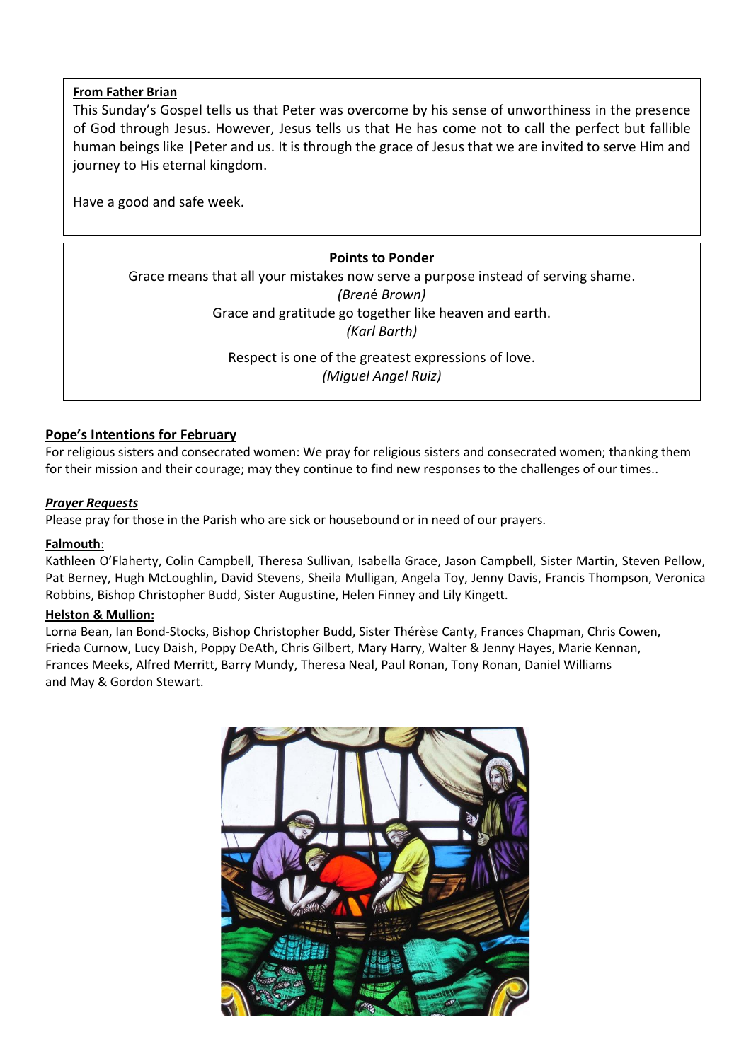**From Father Brian**

This Sunday's Gospel tells us that Peter was overcome by his sense of unworthiness in the presence of God through Jesus. However, Jesus tells us that He has come not to call the perfect but fallible human beings like |Peter and us. It is through the grace of Jesus that we are invited to serve Him and journey to His eternal kingdom.

Have a good and safe week.

**Points to Ponder**

Grace means that all your mistakes now serve a purpose instead of serving shame.
*(Brené Brown)*

Grace and gratitude go together like heaven and earth.
*(Karl Barth)*

Respect is one of the greatest expressions of love.
*(Miguel Angel Ruiz)*

**Pope's Intentions for February**

For religious sisters and consecrated women: We pray for religious sisters and consecrated women; thanking them for their mission and their courage; may they continue to find new responses to the challenges of our times..

***Prayer Requests***

Please pray for those in the Parish who are sick or housebound or in need of our prayers.

**Falmouth**:

Kathleen O'Flaherty, Colin Campbell, Theresa Sullivan, Isabella Grace, Jason Campbell, Sister Martin, Steven Pellow, Pat Berney, Hugh McLoughlin, David Stevens, Sheila Mulligan, Angela Toy, Jenny Davis, Francis Thompson, Veronica Robbins, Bishop Christopher Budd, Sister Augustine, Helen Finney and Lily Kingett.

**Helston & Mullion:**

Lorna Bean, Ian Bond-Stocks, Bishop Christopher Budd, Sister Thérèse Canty, Frances Chapman, Chris Cowen, Frieda Curnow, Lucy Daish, Poppy DeAth, Chris Gilbert, Mary Harry, Walter & Jenny Hayes, Marie Kennan, Frances Meeks, Alfred Merritt, Barry Mundy, Theresa Neal, Paul Ronan, Tony Ronan, Daniel Williams and May & Gordon Stewart.